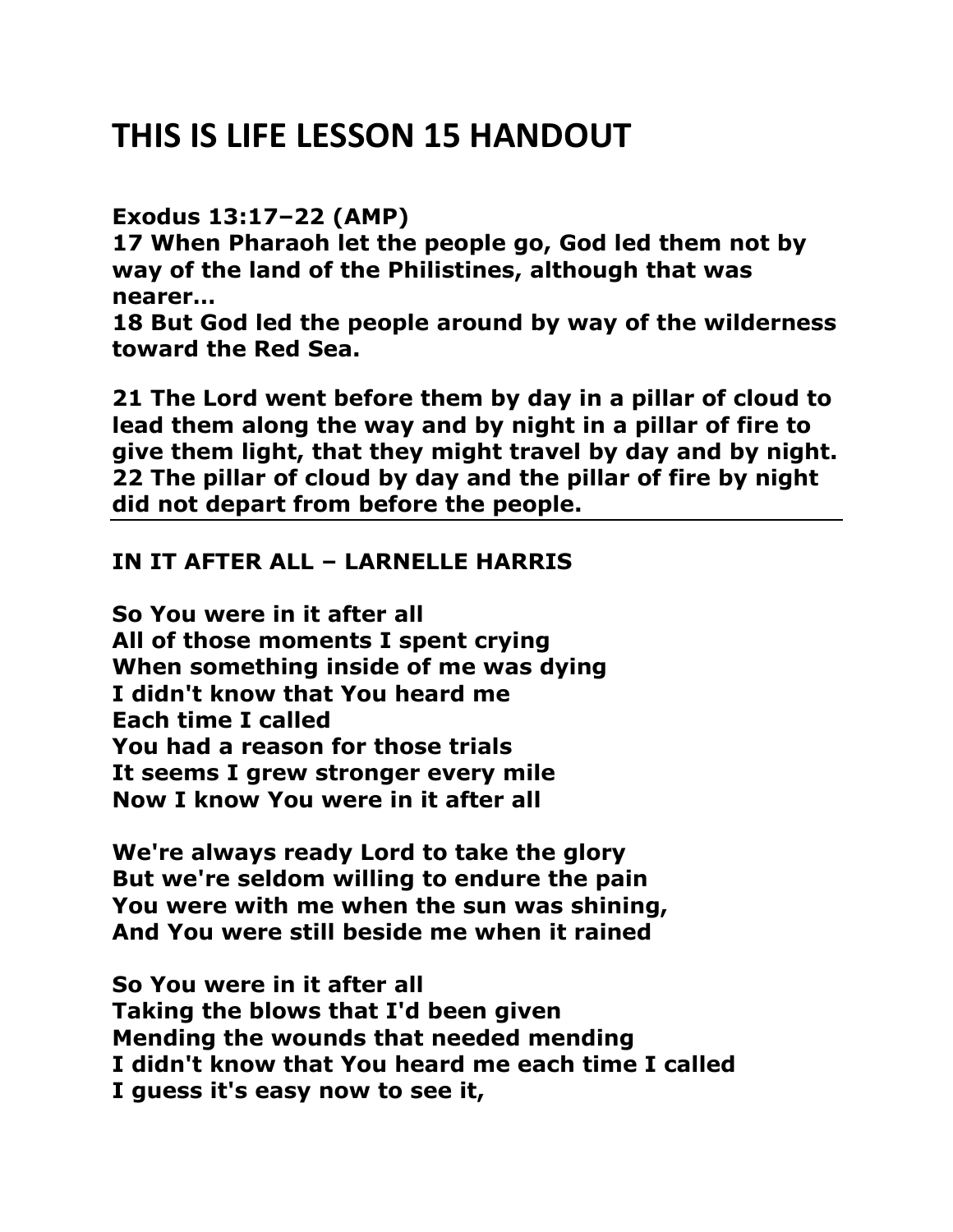# THIS IS LIFE LESSON 15 HANDOUT

**Exodus 13:17–22 (AMP)**
**17 When Pharaoh let the people go, God led them not by way of the land of the Philistines, although that was nearer…**
**18 But God led the people around by way of the wilderness toward the Red Sea.**

**21 The Lord went before them by day in a pillar of cloud to lead them along the way and by night in a pillar of fire to give them light, that they might travel by day and by night.**
**22 The pillar of cloud by day and the pillar of fire by night did not depart from before the people.**

---

**IN IT AFTER ALL – LARNELLE HARRIS**

**So You were in it after all**
**All of those moments I spent crying**
**When something inside of me was dying**
**I didn't know that You heard me**
**Each time I called**
**You had a reason for those trials**
**It seems I grew stronger every mile**
**Now I know You were in it after all**

**We're always ready Lord to take the glory**
**But we're seldom willing to endure the pain**
**You were with me when the sun was shining,**
**And You were still beside me when it rained**

**So You were in it after all**
**Taking the blows that I'd been given**
**Mending the wounds that needed mending**
**I didn't know that You heard me each time I called**
**I guess it's easy now to see it,**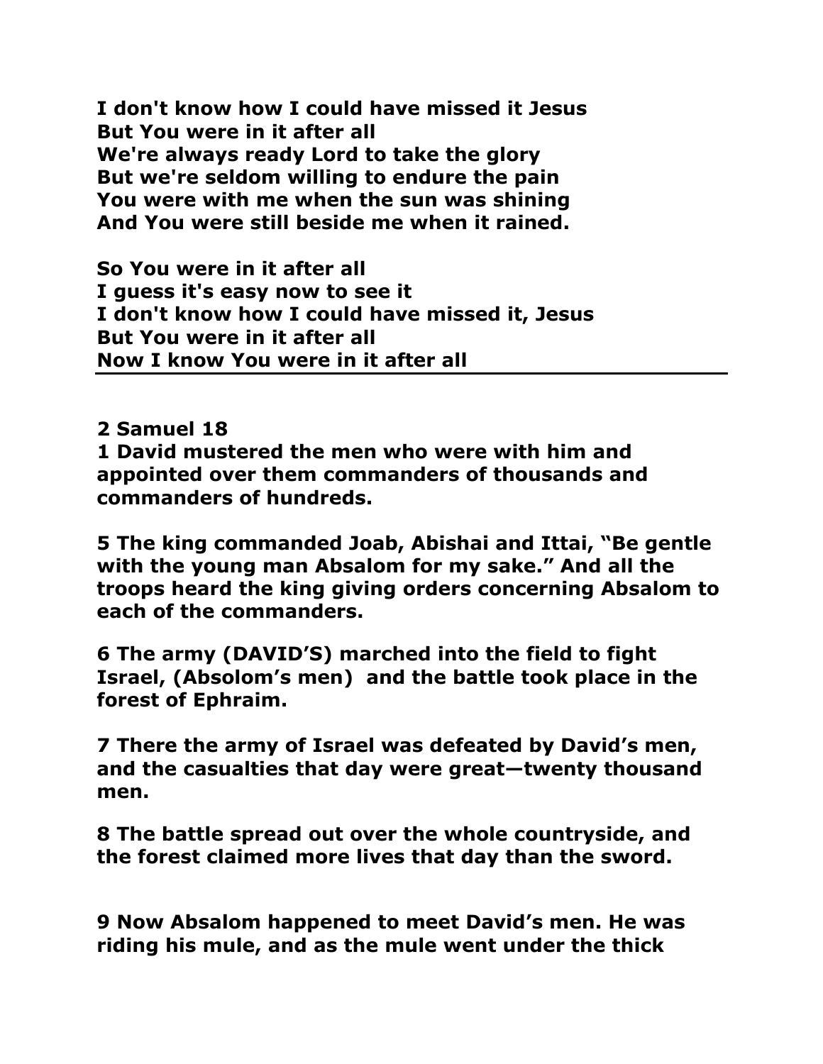**I don't know how I could have missed it Jesus**
**But You were in it after all**
**We're always ready Lord to take the glory**
**But we're seldom willing to endure the pain**
**You were with me when the sun was shining**
**And You were still beside me when it rained.**

**So You were in it after all**
**I guess it's easy now to see it**
**I don't know how I could have missed it, Jesus**
**But You were in it after all**
**Now I know You were in it after all**

---

**2 Samuel 18**
**1 David mustered the men who were with him and appointed over them commanders of thousands and commanders of hundreds.**

**5 The king commanded Joab, Abishai and Ittai, "Be gentle with the young man Absalom for my sake." And all the troops heard the king giving orders concerning Absalom to each of the commanders.**

**6 The army (DAVID'S) marched into the field to fight Israel, (Absolom's men) and the battle took place in the forest of Ephraim.**

**7 There the army of Israel was defeated by David's men, and the casualties that day were great—twenty thousand men.**

**8 The battle spread out over the whole countryside, and the forest claimed more lives that day than the sword.**

**9 Now Absalom happened to meet David's men. He was riding his mule, and as the mule went under the thick**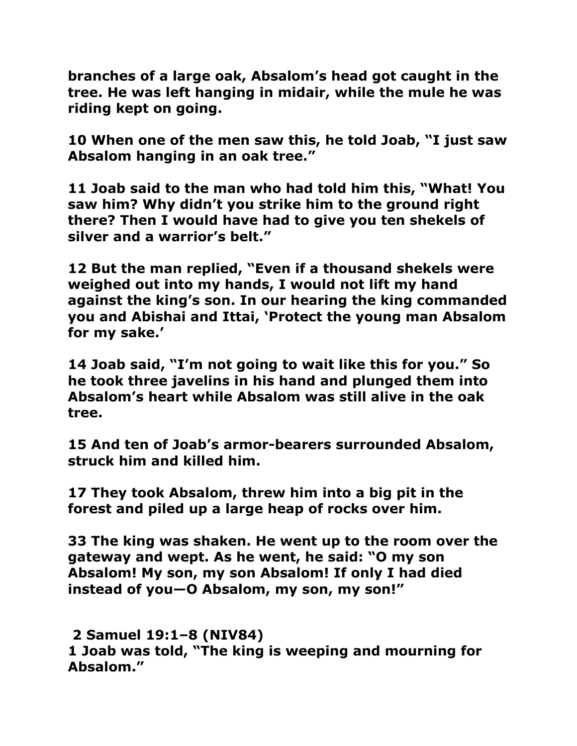**branches of a large oak, Absalom's head got caught in the tree. He was left hanging in midair, while the mule he was riding kept on going.**

**10 When one of the men saw this, he told Joab, "I just saw Absalom hanging in an oak tree."**

**11 Joab said to the man who had told him this, "What! You saw him? Why didn't you strike him to the ground right there? Then I would have had to give you ten shekels of silver and a warrior's belt."**

**12 But the man replied, "Even if a thousand shekels were weighed out into my hands, I would not lift my hand against the king's son. In our hearing the king commanded you and Abishai and Ittai, 'Protect the young man Absalom for my sake.'**

**14 Joab said, "I'm not going to wait like this for you." So he took three javelins in his hand and plunged them into Absalom's heart while Absalom was still alive in the oak tree.**

**15 And ten of Joab's armor-bearers surrounded Absalom, struck him and killed him.**

**17 They took Absalom, threw him into a big pit in the forest and piled up a large heap of rocks over him.**

**33 The king was shaken. He went up to the room over the gateway and wept. As he went, he said: "O my son Absalom! My son, my son Absalom! If only I had died instead of you—O Absalom, my son, my son!"**

**2 Samuel 19:1–8 (NIV84)**
**1 Joab was told, "The king is weeping and mourning for Absalom."**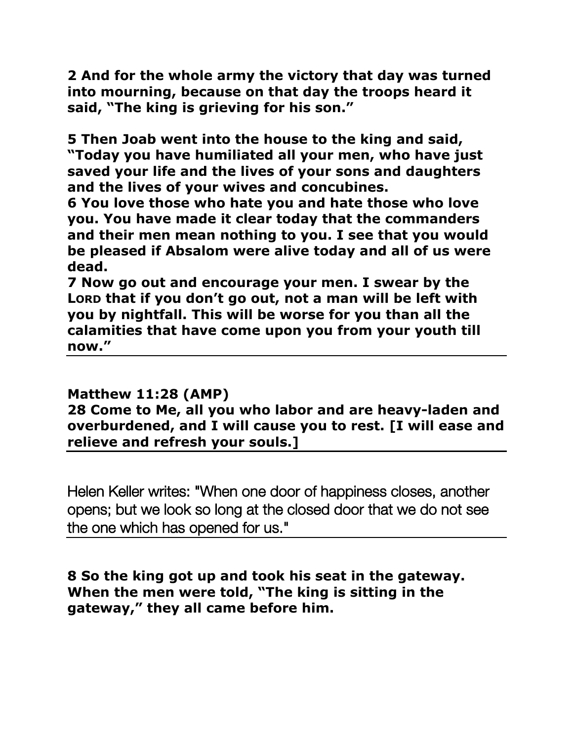**2 And for the whole army the victory that day was turned into mourning, because on that day the troops heard it said, "The king is grieving for his son."**

**5 Then Joab went into the house to the king and said, "Today you have humiliated all your men, who have just saved your life and the lives of your sons and daughters and the lives of your wives and concubines.**
**6 You love those who hate you and hate those who love you. You have made it clear today that the commanders and their men mean nothing to you. I see that you would be pleased if Absalom were alive today and all of us were dead.**
**7 Now go out and encourage your men. I swear by the LORD that if you don't go out, not a man will be left with you by nightfall. This will be worse for you than all the calamities that have come upon you from your youth till now."**

---

**Matthew 11:28 (AMP)**
**28 Come to Me, all you who labor and are heavy-laden and overburdened, and I will cause you to rest. [I will ease and relieve and refresh your souls.]**

---

Helen Keller writes: "When one door of happiness closes, another opens; but we look so long at the closed door that we do not see the one which has opened for us."

---

**8 So the king got up and took his seat in the gateway. When the men were told, "The king is sitting in the gateway," they all came before him.**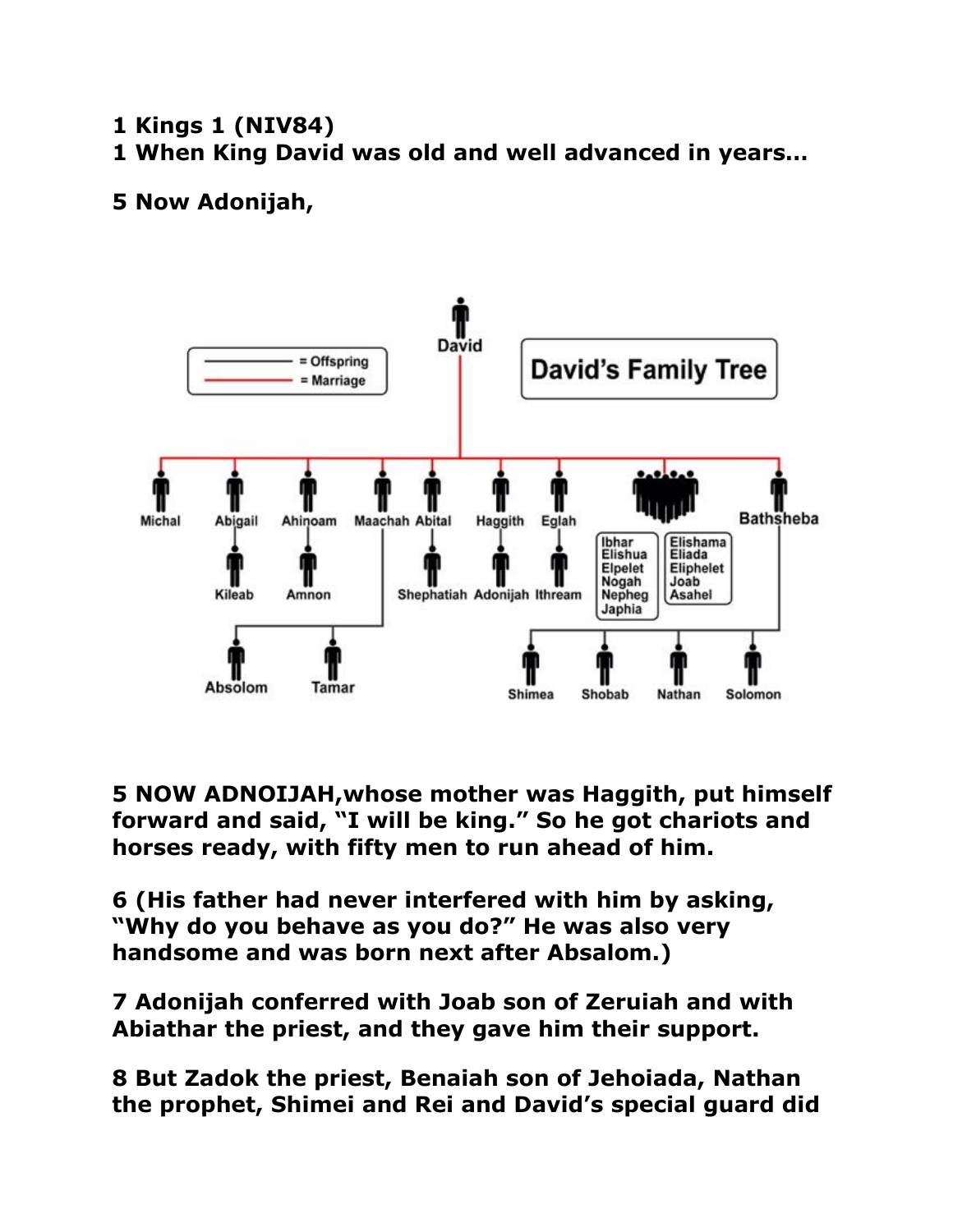**1 Kings 1 (NIV84)**

**1 When King David was old and well advanced in years...**

**5 Now Adonijah,**

David's Family Tree

— = Offspring
— = Marriage

David

Michal, Abigail, Ahinoam, Maachah, Abital, Haggith, Eglah, Bathsheba

Kileab, Amnon, Shephatiah, Adonijah, Ithream

Ibhar, Elishua, Elpelet, Nogah, Nepheg, Japhia

Elishama, Eliada, Eliphelet, Joab, Asahel

Absolom, Tamar

Shimea, Shobab, Nathan, Solomon

**5 NOW ADNOIJAH,whose mother was Haggith, put himself forward and said, "I will be king." So he got chariots and horses ready, with fifty men to run ahead of him.**

**6 (His father had never interfered with him by asking, "Why do you behave as you do?" He was also very handsome and was born next after Absalom.)**

**7 Adonijah conferred with Joab son of Zeruiah and with Abiathar the priest, and they gave him their support.**

**8 But Zadok the priest, Benaiah son of Jehoiada, Nathan the prophet, Shimei and Rei and David's special guard did**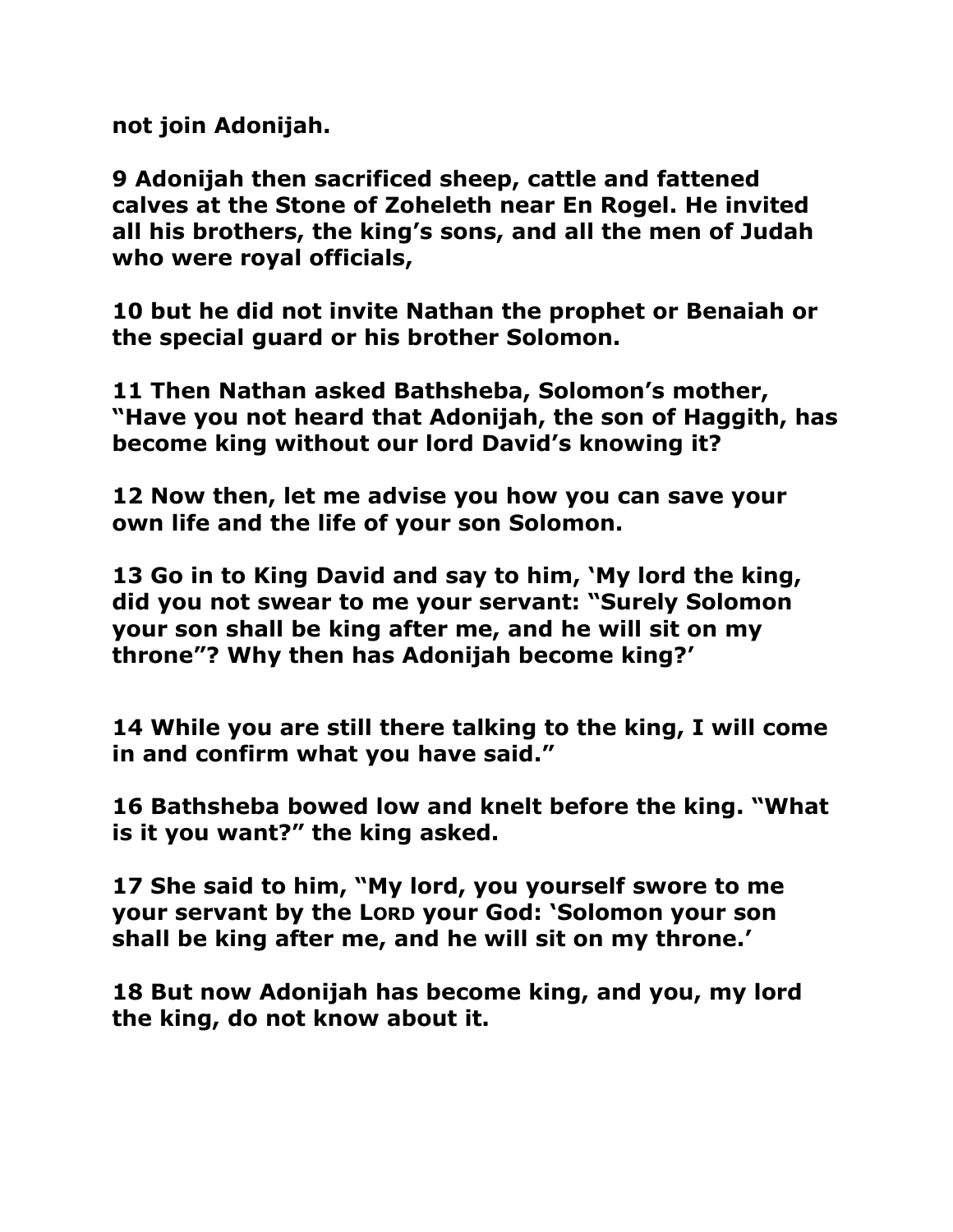**not join Adonijah.**

**9 Adonijah then sacrificed sheep, cattle and fattened calves at the Stone of Zoheleth near En Rogel. He invited all his brothers, the king's sons, and all the men of Judah who were royal officials,**

**10 but he did not invite Nathan the prophet or Benaiah or the special guard or his brother Solomon.**

**11 Then Nathan asked Bathsheba, Solomon's mother, "Have you not heard that Adonijah, the son of Haggith, has become king without our lord David's knowing it?**

**12 Now then, let me advise you how you can save your own life and the life of your son Solomon.**

**13 Go in to King David and say to him, 'My lord the king, did you not swear to me your servant: "Surely Solomon your son shall be king after me, and he will sit on my throne"? Why then has Adonijah become king?'**

**14 While you are still there talking to the king, I will come in and confirm what you have said."**

**16 Bathsheba bowed low and knelt before the king. "What is it you want?" the king asked.**

**17 She said to him, "My lord, you yourself swore to me your servant by the LORD your God: 'Solomon your son shall be king after me, and he will sit on my throne.'**

**18 But now Adonijah has become king, and you, my lord the king, do not know about it.**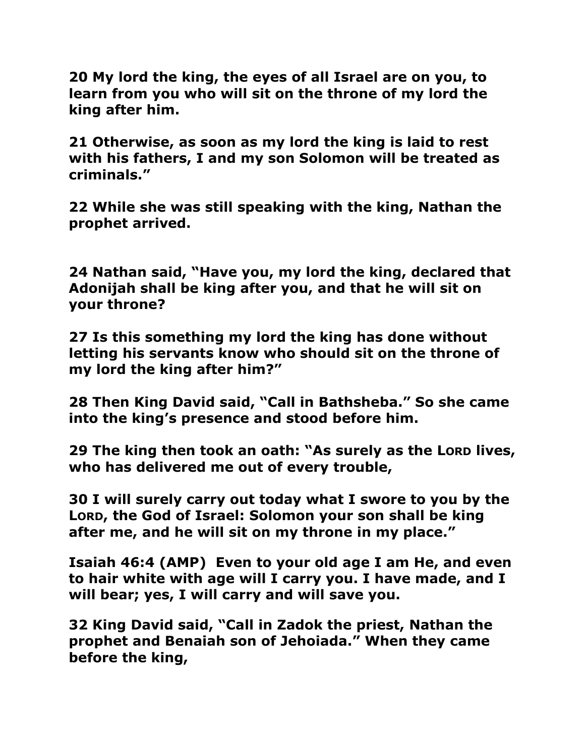**20 My lord the king, the eyes of all Israel are on you, to learn from you who will sit on the throne of my lord the king after him.**

**21 Otherwise, as soon as my lord the king is laid to rest with his fathers, I and my son Solomon will be treated as criminals."**

**22 While she was still speaking with the king, Nathan the prophet arrived.**

**24 Nathan said, "Have you, my lord the king, declared that Adonijah shall be king after you, and that he will sit on your throne?**

**27 Is this something my lord the king has done without letting his servants know who should sit on the throne of my lord the king after him?"**

**28 Then King David said, "Call in Bathsheba." So she came into the king's presence and stood before him.**

**29 The king then took an oath: "As surely as the LORD lives, who has delivered me out of every trouble,**

**30 I will surely carry out today what I swore to you by the LORD, the God of Israel: Solomon your son shall be king after me, and he will sit on my throne in my place."**

**Isaiah 46:4 (AMP) Even to your old age I am He, and even to hair white with age will I carry you. I have made, and I will bear; yes, I will carry and will save you.**

**32 King David said, "Call in Zadok the priest, Nathan the prophet and Benaiah son of Jehoiada." When they came before the king,**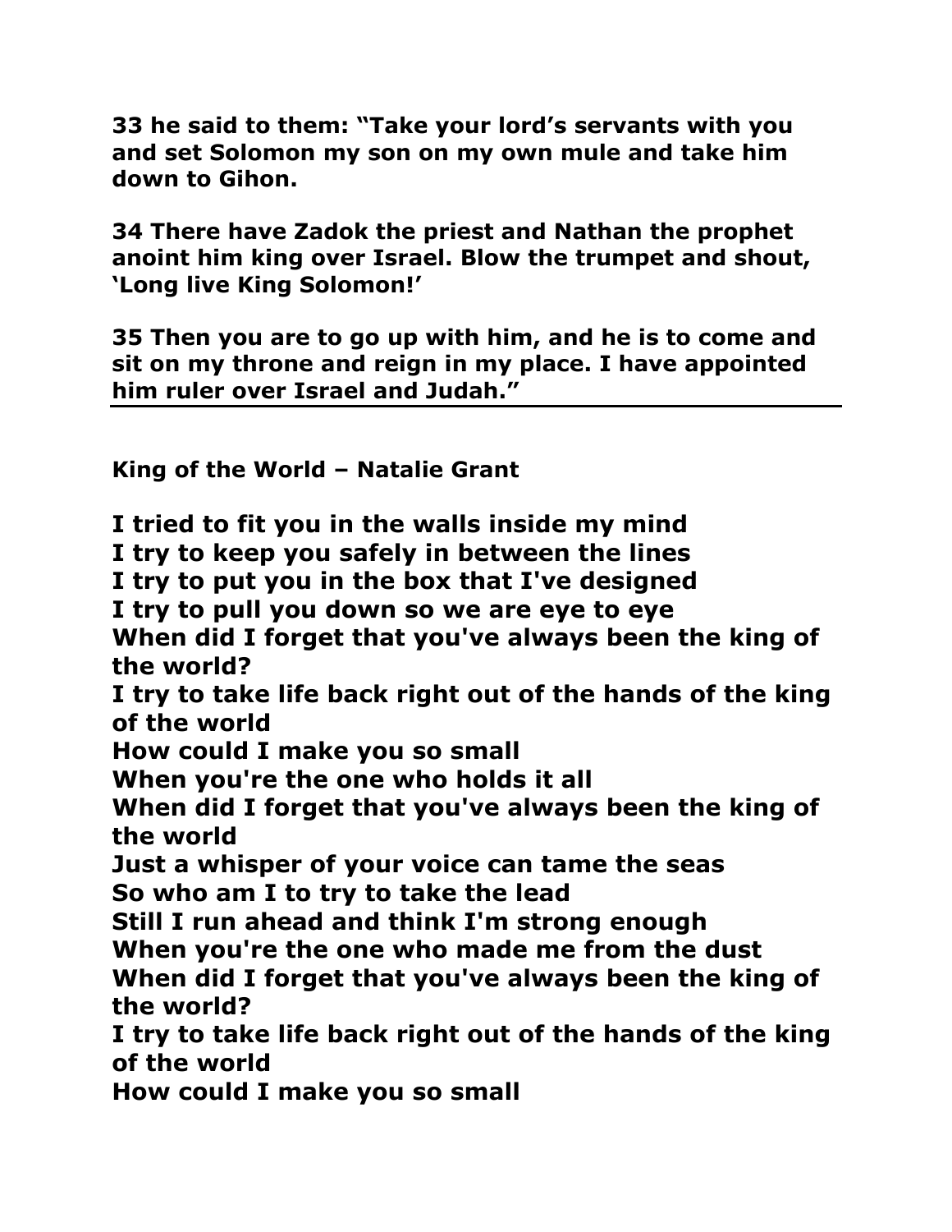**33 he said to them: "Take your lord's servants with you and set Solomon my son on my own mule and take him down to Gihon.**

**34 There have Zadok the priest and Nathan the prophet anoint him king over Israel. Blow the trumpet and shout, 'Long live King Solomon!'**

**35 Then you are to go up with him, and he is to come and sit on my throne and reign in my place. I have appointed him ruler over Israel and Judah."**

---

**King of the World – Natalie Grant**

**I tried to fit you in the walls inside my mind**
**I try to keep you safely in between the lines**
**I try to put you in the box that I've designed**
**I try to pull you down so we are eye to eye**
**When did I forget that you've always been the king of the world?**
**I try to take life back right out of the hands of the king of the world**
**How could I make you so small**
**When you're the one who holds it all**
**When did I forget that you've always been the king of the world**
**Just a whisper of your voice can tame the seas**
**So who am I to try to take the lead**
**Still I run ahead and think I'm strong enough**
**When you're the one who made me from the dust**
**When did I forget that you've always been the king of the world?**
**I try to take life back right out of the hands of the king of the world**
**How could I make you so small**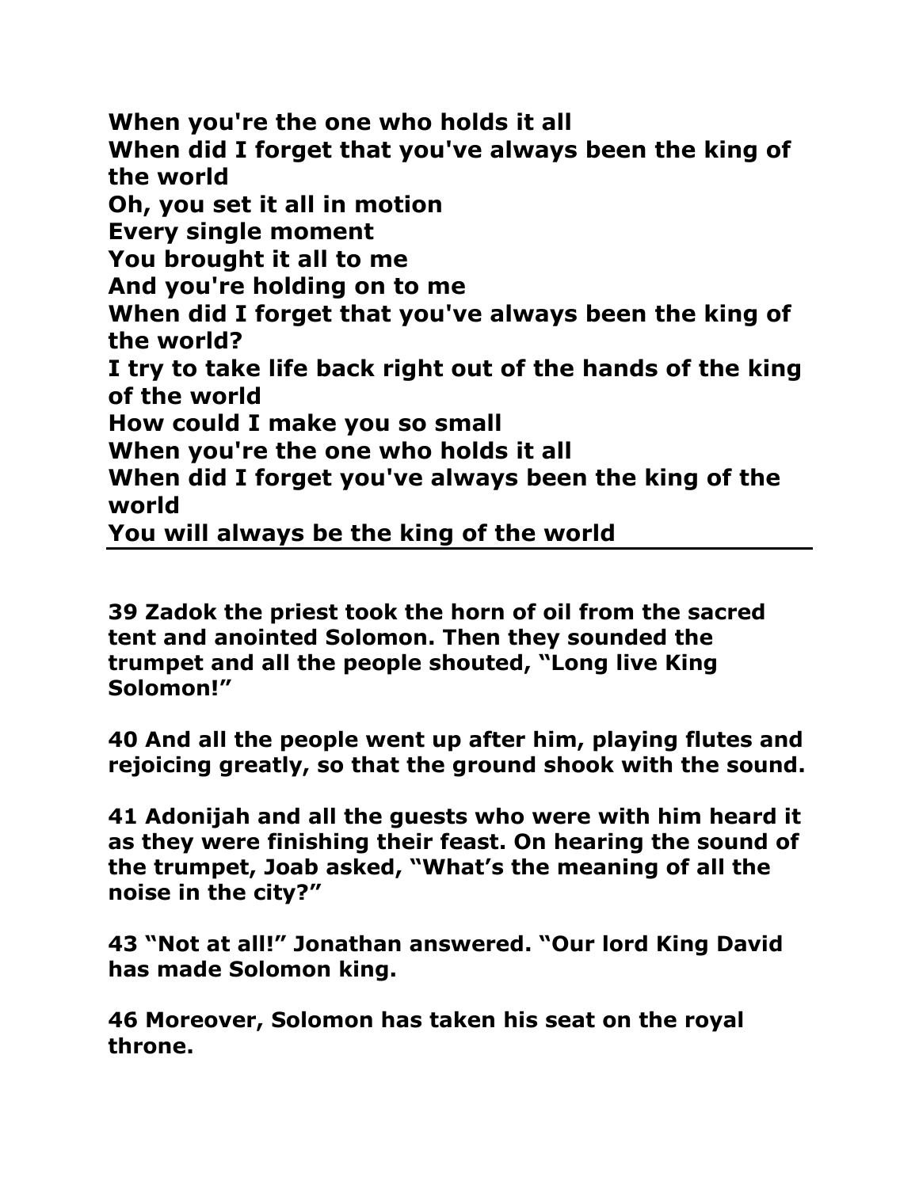**When you're the one who holds it all**
**When did I forget that you've always been the king of the world**
**Oh, you set it all in motion**
**Every single moment**
**You brought it all to me**
**And you're holding on to me**
**When did I forget that you've always been the king of the world?**
**I try to take life back right out of the hands of the king of the world**
**How could I make you so small**
**When you're the one who holds it all**
**When did I forget you've always been the king of the world**
**You will always be the king of the world**

---

**39 Zadok the priest took the horn of oil from the sacred tent and anointed Solomon. Then they sounded the trumpet and all the people shouted, "Long live King Solomon!"**

**40 And all the people went up after him, playing flutes and rejoicing greatly, so that the ground shook with the sound.**

**41 Adonijah and all the guests who were with him heard it as they were finishing their feast. On hearing the sound of the trumpet, Joab asked, "What's the meaning of all the noise in the city?"**

**43 "Not at all!" Jonathan answered. "Our lord King David has made Solomon king.**

**46 Moreover, Solomon has taken his seat on the royal throne.**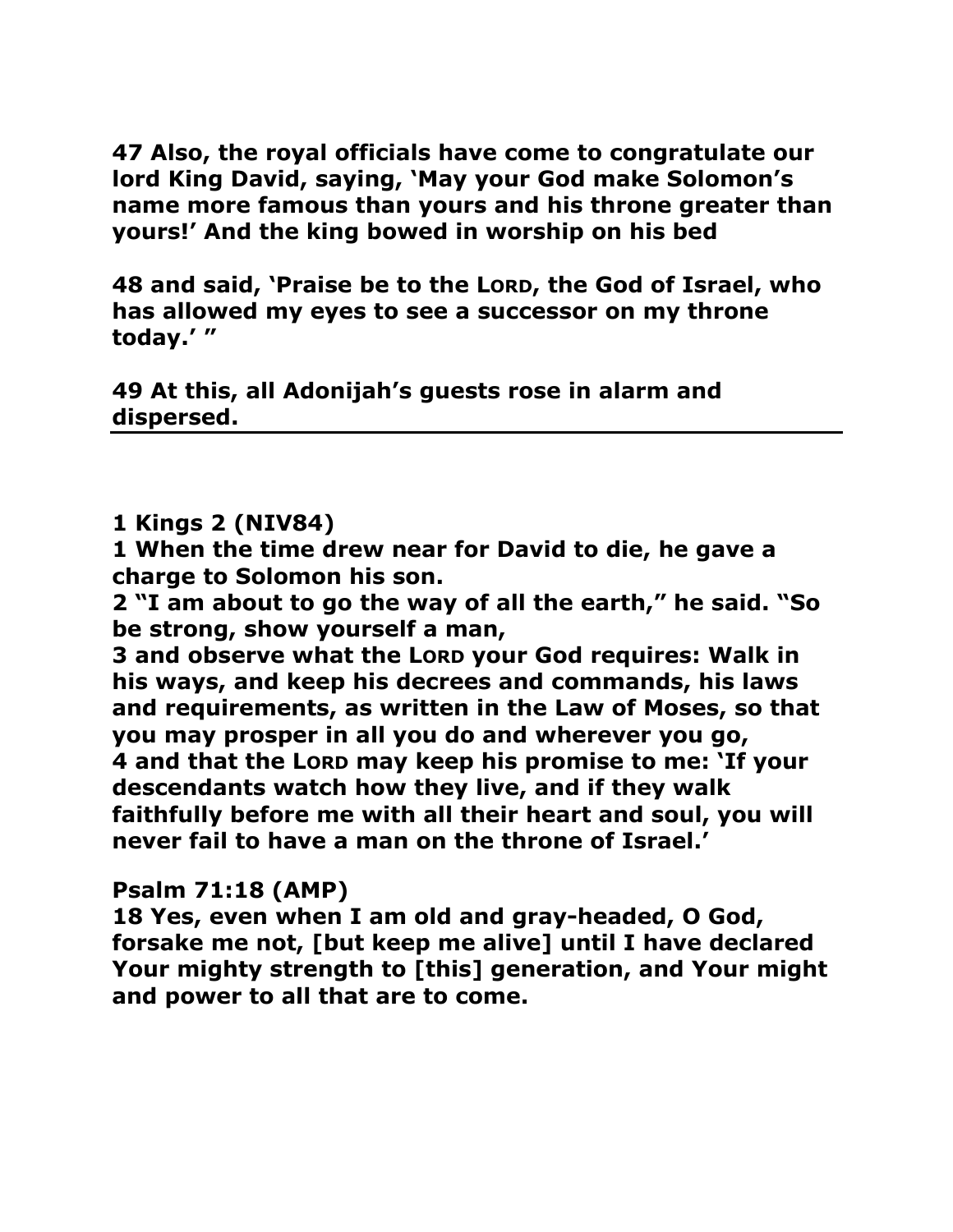**47 Also, the royal officials have come to congratulate our lord King David, saying, 'May your God make Solomon's name more famous than yours and his throne greater than yours!' And the king bowed in worship on his bed**

**48 and said, 'Praise be to the LORD, the God of Israel, who has allowed my eyes to see a successor on my throne today.' "**

**49 At this, all Adonijah's guests rose in alarm and dispersed.**

---

**1 Kings 2 (NIV84)**
**1 When the time drew near for David to die, he gave a charge to Solomon his son.**
**2 "I am about to go the way of all the earth," he said. "So be strong, show yourself a man,**
**3 and observe what the LORD your God requires: Walk in his ways, and keep his decrees and commands, his laws and requirements, as written in the Law of Moses, so that you may prosper in all you do and wherever you go,**
**4 and that the LORD may keep his promise to me: 'If your descendants watch how they live, and if they walk faithfully before me with all their heart and soul, you will never fail to have a man on the throne of Israel.'**

**Psalm 71:18 (AMP)**
**18 Yes, even when I am old and gray-headed, O God, forsake me not, [but keep me alive] until I have declared Your mighty strength to [this] generation, and Your might and power to all that are to come.**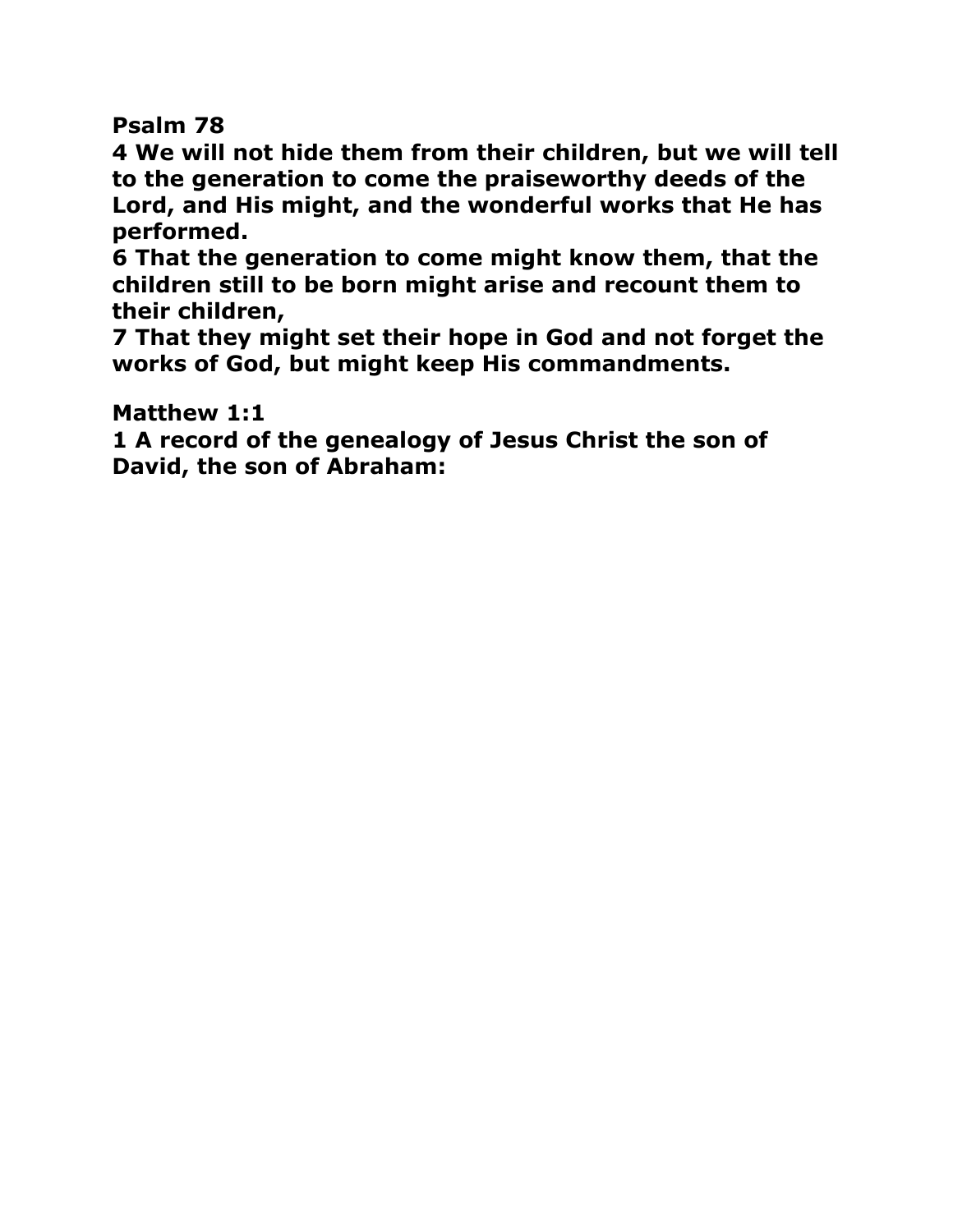**Psalm 78**

**4 We will not hide them from their children, but we will tell to the generation to come the praiseworthy deeds of the Lord, and His might, and the wonderful works that He has performed.**

**6 That the generation to come might know them, that the children still to be born might arise and recount them to their children,**

**7 That they might set their hope in God and not forget the works of God, but might keep His commandments.**

**Matthew 1:1**

**1 A record of the genealogy of Jesus Christ the son of David, the son of Abraham:**